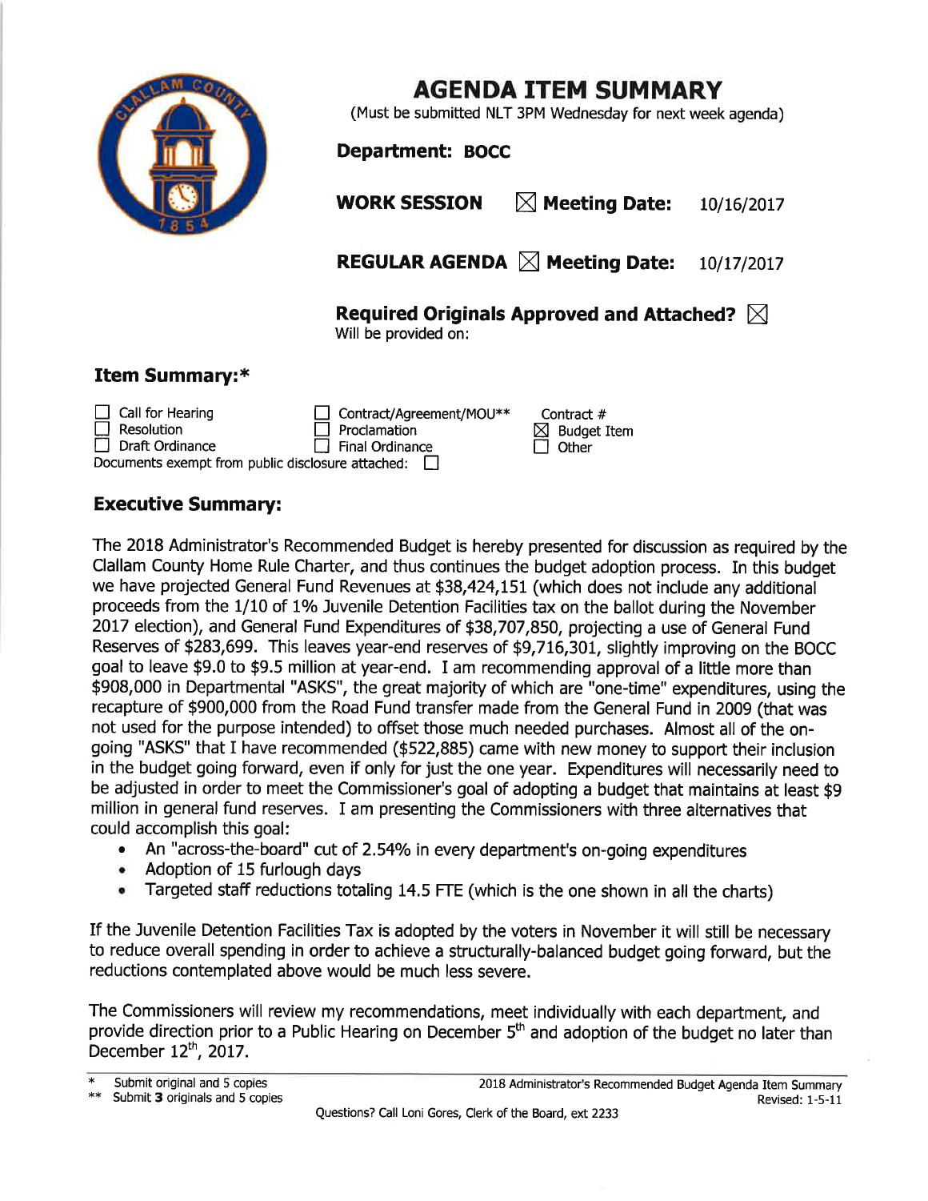# AGENDA ITEM SUMMARY

(Must be submitted NLT 3PM Wednesday for next week agenda)

**Department: BOCC**

**WORK SESSION** ☒ **Meeting Date:** 10/16/2017

**REGULAR AGENDA** ☒ **Meeting Date:** 10/17/2017

**Required Originals Approved and Attached?** ☒
Will be provided on:

## Item Summary:*

| | | |
|---|---|---|
| ☐ Call for Hearing | ☐ Contract/Agreement/MOU** | Contract # |
| ☐ Resolution | ☐ Proclamation | ☒ Budget Item |
| ☐ Draft Ordinance | ☐ Final Ordinance | ☐ Other |

Documents exempt from public disclosure attached: ☐

## Executive Summary:

The 2018 Administrator's Recommended Budget is hereby presented for discussion as required by the Clallam County Home Rule Charter, and thus continues the budget adoption process. In this budget we have projected General Fund Revenues at $38,424,151 (which does not include any additional proceeds from the 1/10 of 1% Juvenile Detention Facilities tax on the ballot during the November 2017 election), and General Fund Expenditures of $38,707,850, projecting a use of General Fund Reserves of $283,699. This leaves year-end reserves of $9,716,301, slightly improving on the BOCC goal to leave $9.0 to $9.5 million at year-end. I am recommending approval of a little more than $908,000 in Departmental "ASKS", the great majority of which are "one-time" expenditures, using the recapture of $900,000 from the Road Fund transfer made from the General Fund in 2009 (that was not used for the purpose intended) to offset those much needed purchases. Almost all of the on-going "ASKS" that I have recommended ($522,885) came with new money to support their inclusion in the budget going forward, even if only for just the one year. Expenditures will necessarily need to be adjusted in order to meet the Commissioner's goal of adopting a budget that maintains at least $9 million in general fund reserves. I am presenting the Commissioners with three alternatives that could accomplish this goal:

- An "across-the-board" cut of 2.54% in every department's on-going expenditures
- Adoption of 15 furlough days
- Targeted staff reductions totaling 14.5 FTE (which is the one shown in all the charts)

If the Juvenile Detention Facilities Tax is adopted by the voters in November it will still be necessary to reduce overall spending in order to achieve a structurally-balanced budget going forward, but the reductions contemplated above would be much less severe.

The Commissioners will review my recommendations, meet individually with each department, and provide direction prior to a Public Hearing on December 5th and adoption of the budget no later than December 12th, 2017.

\* Submit original and 5 copies
\*\* Submit **3** originals and 5 copies

2018 Administrator's Recommended Budget Agenda Item Summary
Revised: 1-5-11

Questions? Call Loni Gores, Clerk of the Board, ext 2233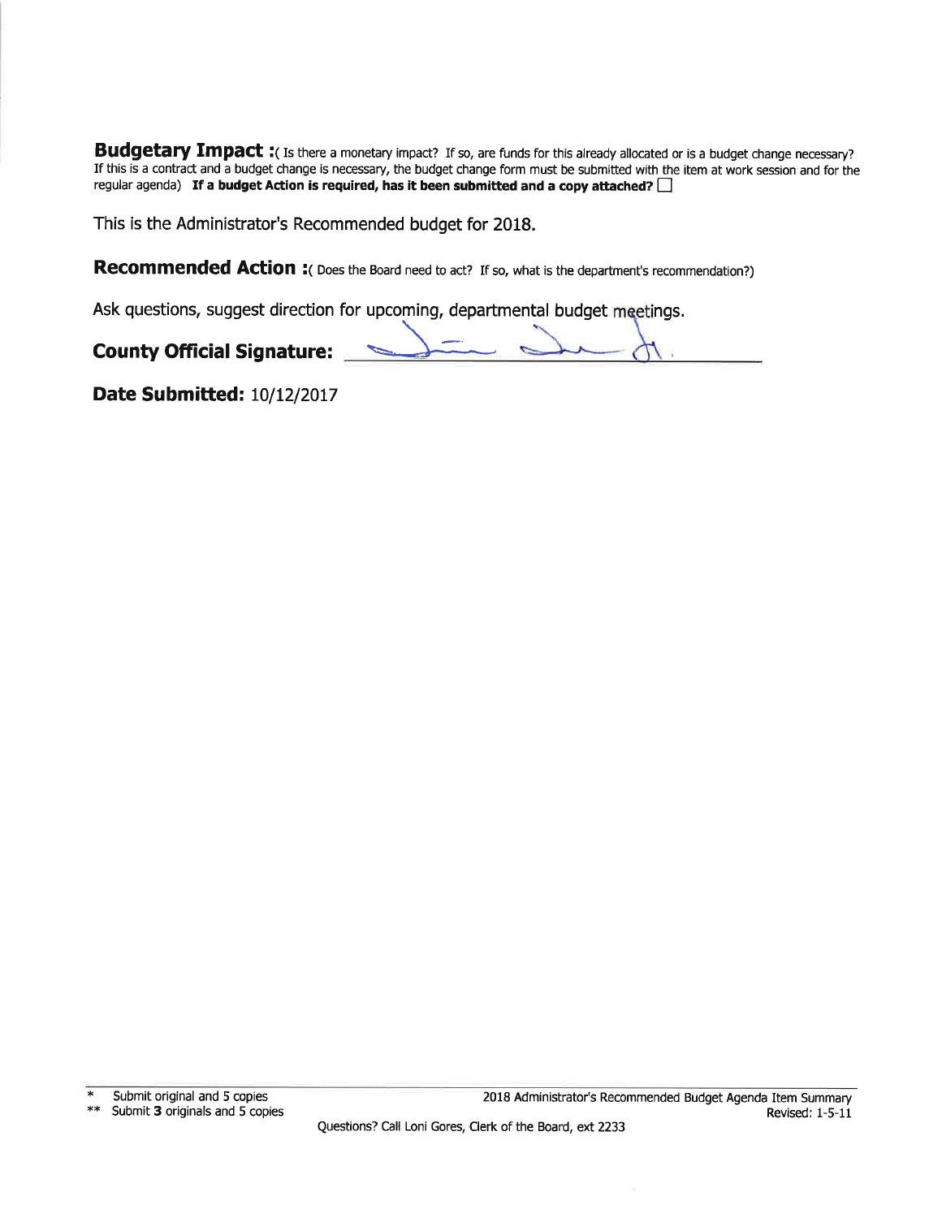**Budgetary Impact :**( Is there a monetary impact? If so, are funds for this already allocated or is a budget change necessary? If this is a contract and a budget change is necessary, the budget change form must be submitted with the item at work session and for the regular agenda) **If a budget Action is required, has it been submitted and a copy attached?** ☐

This is the Administrator's Recommended budget for 2018.

**Recommended Action :**( Does the Board need to act? If so, what is the department's recommendation?)

Ask questions, suggest direction for upcoming, departmental budget meetings.

**County Official Signature:** ______________________

**Date Submitted:** 10/12/2017

\* Submit original and 5 copies
\*\* Submit **3** originals and 5 copies

2018 Administrator's Recommended Budget Agenda Item Summary
Revised: 1-5-11

Questions? Call Loni Gores, Clerk of the Board, ext 2233